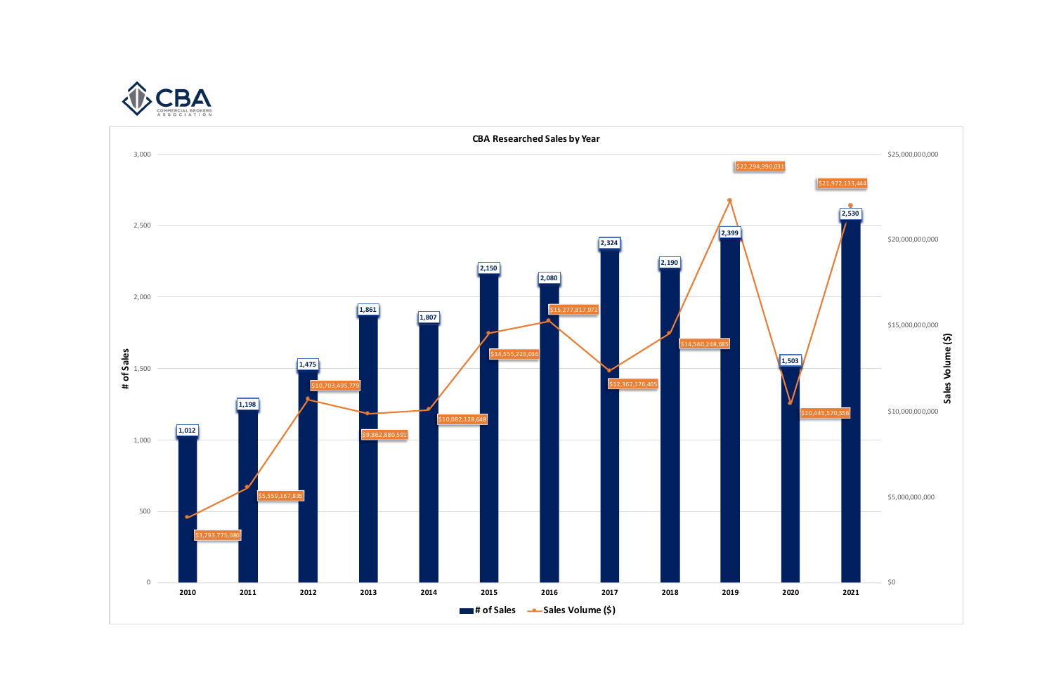CBA COMMERCIAL BROKERS ASSOCIATION

## CBA Researched Sales by Year

| Year | # of Sales | Sales Volume ($) |
|---|---|---|
| 2010 | 1,012 | $3,793,775,080 |
| 2011 | 1,198 | $5,559,167,835 |
| 2012 | 1,475 | $10,703,495,779 |
| 2013 | 1,861 | $9,862,880,591 |
| 2014 | 1,807 | $10,082,128,648 |
| 2015 | 2,150 | $14,555,226,036 |
| 2016 | 2,080 | $15,277,817,972 |
| 2017 | 2,324 | $12,362,176,405 |
| 2018 | 2,190 | $14,560,248,685 |
| 2019 | 2,399 | $22,294,990,031 |
| 2020 | 1,503 | $10,445,570,556 |
| 2021 | 2,530 | $21,972,133,444 |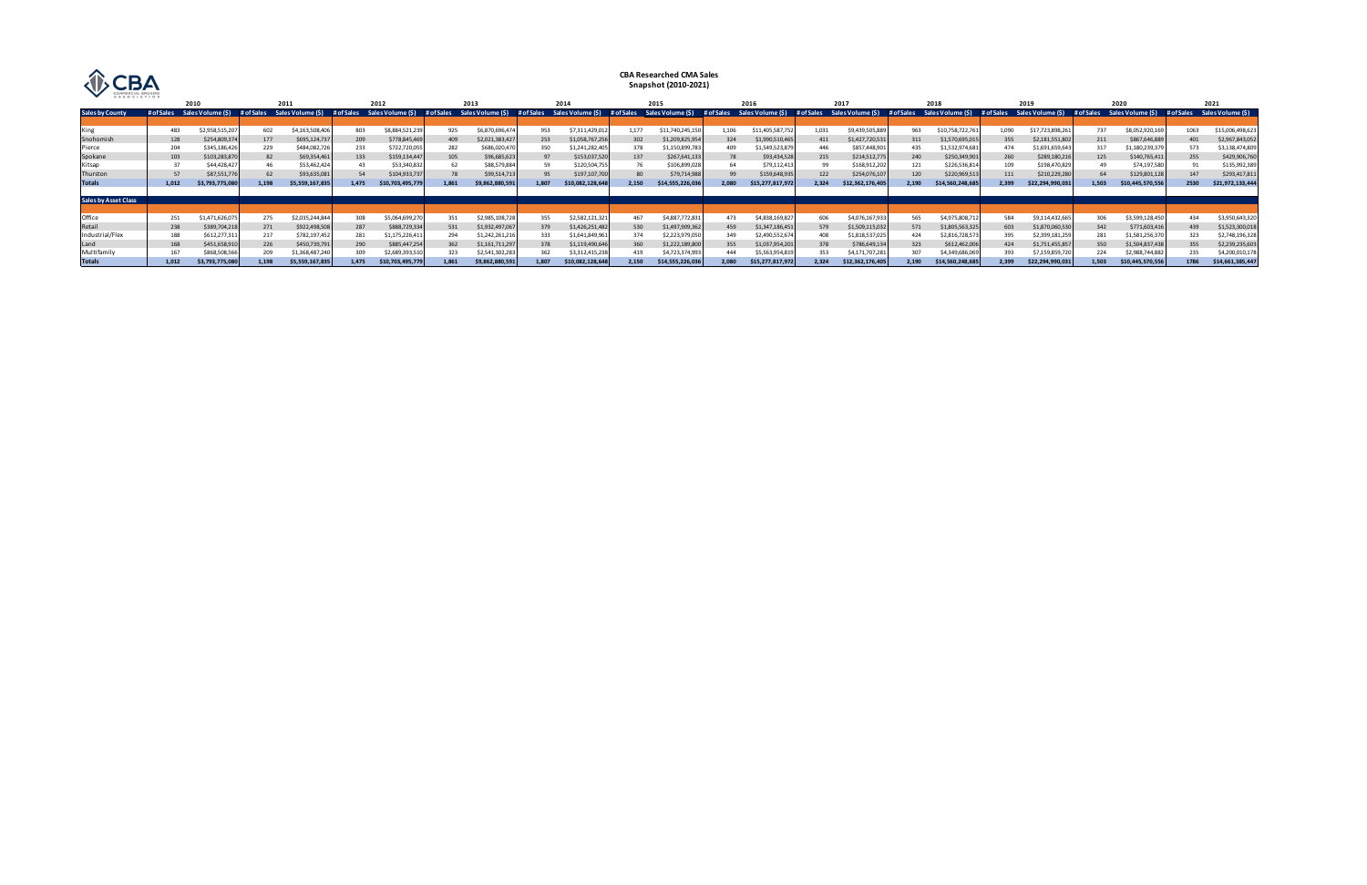**CBA Researched CMA Sales**
**Snapshot (2010-2021)**

| | 2010 | | 2011 | | 2012 | | 2013 | | 2014 | | 2015 | | 2016 | | 2017 | | 2018 | | 2019 | | 2020 | | 2021 | |
|---|---|---|---|---|---|---|---|---|---|---|---|---|---|---|---|---|---|---|---|---|---|---|---|---|
| **Sales by County** | # of Sales | Sales Volume ($) | # of Sales | Sales Volume ($) | # of Sales | Sales Volume ($) | # of Sales | Sales Volume ($) | # of Sales | Sales Volume ($) | # of Sales | Sales Volume ($) | # of Sales | Sales Volume ($) | # of Sales | Sales Volume ($) | # of Sales | Sales Volume ($) | # of Sales | Sales Volume ($) | # of Sales | Sales Volume ($) | # of Sales | Sales Volume ($) |
| King | 483 | $2,958,515,207 | 602 | $4,163,508,406 | 803 | $8,884,521,239 | 925 | $6,870,696,474 | 953 | $7,311,429,012 | 1,177 | $11,740,245,150 | 1,106 | $11,405,587,752 | 1,031 | $9,439,505,889 | 963 | $10,758,722,761 | 1,090 | $17,723,898,261 | 737 | $8,052,920,169 | 1063 | $15,006,498,623 |
| Snohomish | 128 | $254,809,374 | 177 | $695,124,737 | 209 | $778,845,469 | 409 | $2,021,383,427 | 253 | $1,058,767,256 | 302 | $1,209,825,954 | 324 | $1,990,510,465 | 411 | $1,427,720,531 | 311 | $1,570,695,015 | 355 | $2,181,551,802 | 211 | $867,646,889 | 401 | $2,967,843,052 |
| Pierce | 204 | $345,186,426 | 229 | $484,082,726 | 233 | $722,720,055 | 282 | $686,020,470 | 350 | $1,241,282,405 | 378 | $1,150,899,783 | 409 | $1,549,523,879 | 446 | $857,448,901 | 435 | $1,532,974,681 | 474 | $1,691,659,643 | 317 | $1,180,239,379 | 573 | $3,138,474,809 |
| Spokane | 103 | $103,283,870 | 82 | $69,354,461 | 133 | $159,134,447 | 105 | $96,685,623 | 97 | $153,037,520 | 137 | $267,641,133 | 78 | $93,434,528 | 215 | $214,512,775 | 240 | $250,349,901 | 260 | $289,180,216 | 125 | $140,765,411 | 255 | $429,906,760 |
| Kitsap | 37 | $44,428,427 | 46 | $53,462,424 | 43 | $53,340,832 | 62 | $88,579,884 | 59 | $120,504,755 | 76 | $106,899,028 | 64 | $79,112,413 | 99 | $168,912,202 | 121 | $226,536,814 | 109 | $198,470,829 | 49 | $74,197,580 | 91 | $135,992,389 |
| Thurston | 57 | $87,551,776 | 62 | $93,635,081 | 54 | $104,933,737 | 78 | $99,514,713 | 95 | $197,107,700 | 80 | $79,714,988 | 99 | $159,648,935 | 122 | $254,076,107 | 120 | $220,969,513 | 111 | $210,229,280 | 64 | $129,801,128 | 147 | $293,417,811 |
| **Totals** | **1,012** | **$3,793,775,080** | **1,198** | **$5,559,167,835** | **1,475** | **$10,703,495,779** | **1,861** | **$9,862,880,591** | **1,807** | **$10,082,128,648** | **2,150** | **$14,555,226,036** | **2,080** | **$15,277,817,972** | **2,324** | **$12,362,176,405** | **2,190** | **$14,560,248,685** | **2,399** | **$22,294,990,031** | **1,503** | **$10,445,570,556** | **2530** | **$21,972,133,444** |
| **Sales by Asset Class** | | | | | | | | | | | | | | | | | | | | | | | | |
| Office | 251 | $1,471,626,075 | 275 | $2,035,244,844 | 308 | $5,064,699,270 | 351 | $2,985,108,728 | 355 | $2,582,121,321 | 467 | $4,887,772,831 | 473 | $4,838,169,827 | 606 | $4,076,167,933 | 565 | $4,975,808,712 | 584 | $9,114,432,665 | 306 | $3,599,128,450 | 434 | $3,950,643,320 |
| Retail | 238 | $389,704,218 | 271 | $922,498,508 | 287 | $888,729,334 | 531 | $1,932,497,067 | 379 | $1,426,251,482 | 530 | $1,497,909,362 | 459 | $1,347,186,451 | 579 | $1,509,115,032 | 571 | $1,805,563,325 | 603 | $1,870,060,530 | 342 | $771,603,416 | 439 | $1,523,300,018 |
| Industrial/Flex | 188 | $612,277,311 | 217 | $782,197,452 | 281 | $1,175,226,411 | 294 | $1,242,261,216 | 333 | $1,641,849,961 | 374 | $2,223,979,050 | 349 | $2,490,552,674 | 408 | $1,818,537,025 | 424 | $2,816,728,573 | 395 | $2,399,181,259 | 281 | $1,581,256,370 | 323 | $2,748,196,328 |
| Land | 168 | $451,658,910 | 226 | $450,739,791 | 290 | $885,447,254 | 362 | $1,161,711,297 | 378 | $1,119,490,646 | 360 | $1,222,189,800 | 355 | $1,037,954,201 | 378 | $786,649,134 | 323 | $612,462,006 | 424 | $1,751,455,857 | 350 | $1,504,837,438 | 355 | $2,239,235,603 |
| Multifamily | 167 | $868,508,566 | 209 | $1,368,487,240 | 309 | $2,689,393,510 | 323 | $2,541,302,283 | 362 | $3,312,415,238 | 419 | $4,723,374,993 | 444 | $5,563,954,819 | 353 | $4,171,707,281 | 307 | $4,349,686,069 | 393 | $7,159,859,720 | 224 | $2,988,744,882 | 235 | $4,200,010,178 |
| **Totals** | **1,012** | **$3,793,775,080** | **1,198** | **$5,559,167,835** | **1,475** | **$10,703,495,779** | **1,861** | **$9,862,880,591** | **1,807** | **$10,082,128,648** | **2,150** | **$14,555,226,036** | **2,080** | **$15,277,817,972** | **2,324** | **$12,362,176,405** | **2,190** | **$14,560,248,685** | **2,399** | **$22,294,990,031** | **1,503** | **$10,445,570,556** | **1786** | **$14,661,385,447** |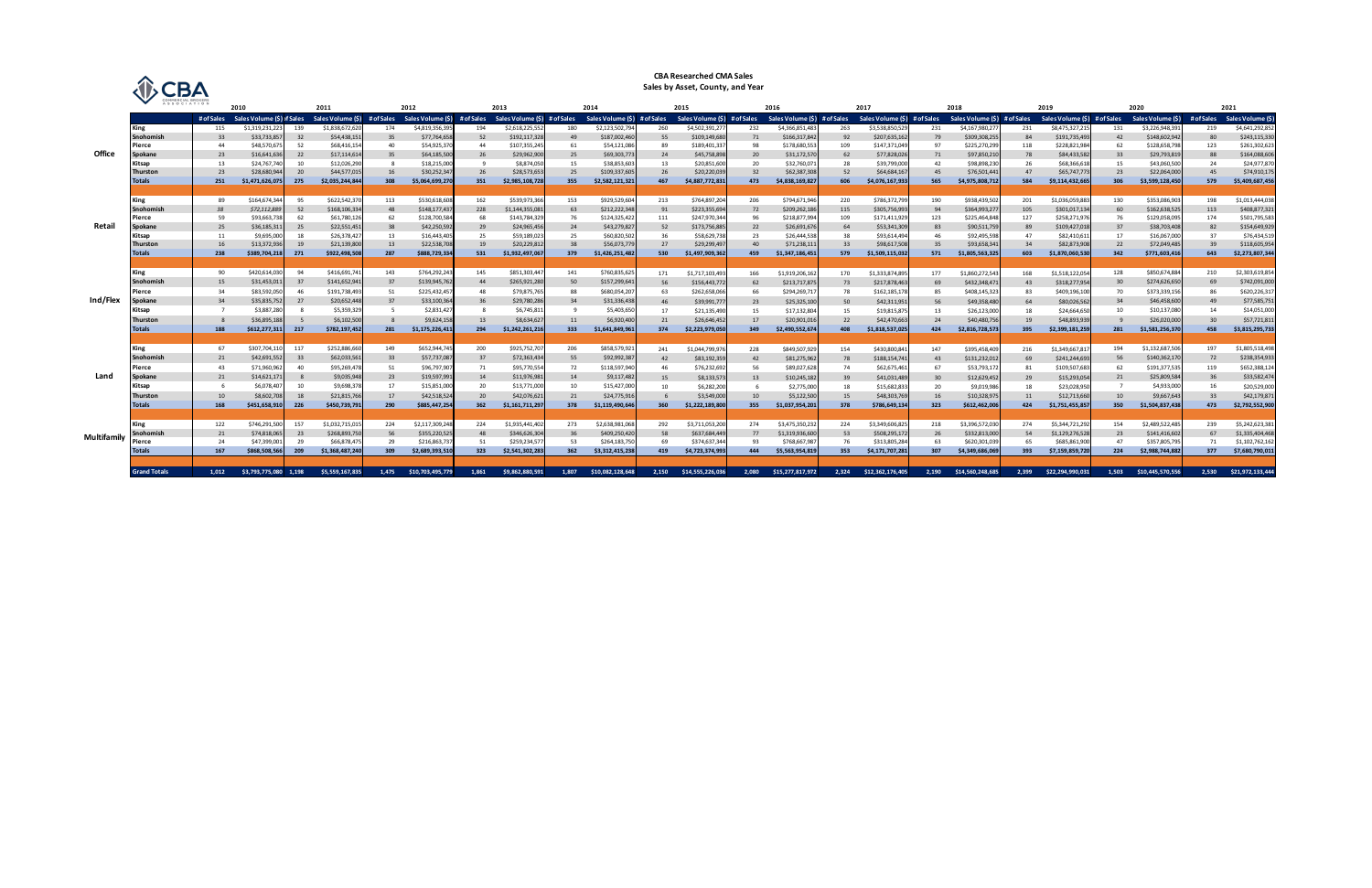# CBA Researched CMA Sales

## Sales by Asset, County, and Year

| | | 2010 | | 2011 | | 2012 | | 2013 | | 2014 | | 2015 | | 2016 | | 2017 | | 2018 | | 2019 | | 2020 | | 2021 | |
|---|---|---|---|---|---|---|---|---|---|---|---|---|---|---|---|---|---|---|---|---|---|---|---|---|---|
| | | # of Sales | Sales Volume ($) | # of Sales | Sales Volume ($) | # of Sales | Sales Volume ($) | # of Sales | Sales Volume ($) | # of Sales | Sales Volume ($) | # of Sales | Sales Volume ($) | # of Sales | Sales Volume ($) | # of Sales | Sales Volume ($) | # of Sales | Sales Volume ($) | # of Sales | Sales Volume ($) | # of Sales | Sales Volume ($) | # of Sales | Sales Volume ($) |
| **Office** | **King** | 115 | $1,319,231,223 | 139 | $1,838,672,620 | 174 | $4,819,356,395 | 194 | $2,618,225,552 | 180 | $2,123,502,794 | 260 | $4,502,391,277 | 232 | $4,366,851,483 | 263 | $3,538,850,529 | 231 | $4,167,980,277 | 231 | $8,475,327,215 | 131 | $3,226,948,391 | 219 | $4,641,292,852 |
| | **Snohomish** | 33 | $33,733,857 | 32 | $54,438,151 | 35 | $77,764,658 | 52 | $192,117,328 | 49 | $187,002,460 | 55 | $109,149,680 | 71 | $166,317,842 | 92 | $207,635,162 | 79 | $309,308,255 | 84 | $191,735,493 | 42 | $148,602,942 | 80 | $243,115,330 |
| | **Pierce** | 44 | $48,570,675 | 52 | $68,416,154 | 40 | $54,925,370 | 44 | $107,355,245 | 61 | $54,121,086 | 89 | $189,401,337 | 98 | $178,680,553 | 109 | $147,371,049 | 97 | $225,270,299 | 118 | $228,821,984 | 62 | $128,658,798 | 123 | $261,302,623 |
| | **Spokane** | 23 | $16,641,636 | 22 | $17,114,614 | 35 | $64,185,500 | 26 | $29,962,900 | 25 | $69,308,773 | 24 | $45,758,898 | 20 | $31,172,570 | 62 | $77,828,026 | 71 | $97,850,210 | 78 | $84,433,582 | 33 | $29,793,819 | 88 | $164,088,606 |
| | **Kitsap** | 13 | $24,767,740 | 10 | $12,026,290 | 8 | $18,215,000 | 9 | $8,874,050 | 15 | $38,853,603 | 13 | $20,851,600 | 20 | $32,760,071 | 28 | $39,799,000 | 42 | $98,898,230 | 26 | $68,366,618 | 15 | $43,060,500 | 24 | $24,977,870 |
| | **Thurston** | 23 | $28,680,944 | 20 | $44,577,015 | 16 | $30,252,347 | 26 | $28,573,653 | 25 | $109,337,605 | 26 | $20,220,039 | 32 | $62,387,308 | 52 | $64,684,167 | 45 | $76,501,441 | 47 | $65,747,773 | 23 | $22,064,000 | 45 | $74,910,175 |
| | **Totals** | 251 | $1,471,626,075 | 275 | $2,035,244,844 | 308 | $5,064,699,270 | 351 | $2,985,108,728 | 355 | $2,582,121,321 | 467 | $4,887,772,831 | 473 | $4,838,169,827 | 606 | $4,076,167,933 | 565 | $4,975,808,712 | 584 | $9,114,432,665 | 306 | $3,599,128,450 | 579 | $5,409,687,456 |
| **Retail** | **King** | 89 | $164,674,344 | 95 | $622,542,370 | 113 | $530,618,608 | 162 | $539,973,366 | 153 | $929,529,604 | 213 | $764,897,204 | 206 | $794,671,946 | 220 | $786,372,799 | 190 | $938,439,502 | 201 | $1,036,059,883 | 130 | $353,086,903 | 198 | $1,013,444,038 |
| | **Snohomish** | 38 | $72,112,889 | 52 | $168,106,334 | 48 | $148,177,437 | 228 | $1,144,355,081 | 63 | $212,222,348 | 91 | $223,355,694 | 72 | $209,262,186 | 115 | $305,756,993 | 94 | $364,993,277 | 105 | $303,017,134 | 60 | $162,638,525 | 113 | $408,877,321 |
| | **Pierce** | 59 | $93,663,738 | 62 | $61,780,126 | 62 | $128,700,584 | 68 | $143,784,329 | 76 | $124,325,422 | 111 | $247,970,344 | 96 | $218,877,994 | 109 | $171,411,929 | 123 | $225,464,848 | 127 | $258,271,976 | 76 | $129,058,095 | 174 | $501,795,583 |
| | **Spokane** | 25 | $36,185,311 | 25 | $22,551,451 | 38 | $42,250,592 | 29 | $24,965,456 | 24 | $43,279,827 | 52 | $173,756,885 | 22 | $26,691,676 | 64 | $53,341,309 | 83 | $90,511,759 | 89 | $109,427,018 | 37 | $38,703,408 | 82 | $154,649,929 |
| | **Kitsap** | 11 | $9,695,000 | 18 | $26,378,427 | 13 | $16,443,405 | 25 | $59,189,023 | 9 | $60,820,502 | 36 | $58,629,738 | 23 | $26,444,538 | 38 | $93,614,494 | 46 | $92,495,598 | 47 | $82,410,611 | 17 | $16,067,000 | 37 | $76,434,519 |
| | **Thurston** | 16 | $13,372,936 | 19 | $21,139,800 | 13 | $22,538,708 | 19 | $20,229,812 | 38 | $56,073,779 | 27 | $29,299,497 | 40 | $71,238,111 | 33 | $98,617,508 | 35 | $93,658,341 | 34 | $82,873,908 | 22 | $72,049,485 | 39 | $118,605,954 |
| | **Totals** | 238 | $389,704,218 | 271 | $922,498,508 | 287 | $888,729,334 | 531 | $1,932,497,067 | 379 | $1,426,251,482 | 530 | $1,497,909,362 | 459 | $1,347,186,451 | 579 | $1,509,115,032 | 571 | $1,805,563,325 | 603 | $1,870,060,530 | 342 | $771,603,416 | 643 | $2,273,807,344 |
| **Ind/Flex** | **King** | 90 | $420,614,030 | 94 | $416,691,741 | 143 | $764,292,243 | 145 | $851,303,447 | 141 | $760,835,625 | 171 | $1,717,103,493 | 166 | $1,919,206,162 | 170 | $1,333,874,895 | 177 | $1,860,272,543 | 168 | $1,518,122,054 | 128 | $850,674,884 | 210 | $2,303,619,854 |
| | **Snohomish** | 15 | $31,453,011 | 37 | $141,652,941 | 37 | $139,945,762 | 44 | $265,921,280 | 50 | $157,299,641 | 56 | $156,443,772 | 62 | $213,717,875 | 73 | $217,878,463 | 69 | $432,348,471 | 43 | $318,277,954 | 30 | $274,626,650 | 69 | $742,091,000 |
| | **Pierce** | 34 | $83,592,050 | 46 | $191,738,493 | 51 | $225,432,457 | 48 | $79,875,765 | 88 | $680,054,207 | 63 | $262,658,066 | 66 | $294,269,717 | 78 | $162,185,178 | 85 | $408,145,323 | 83 | $409,196,100 | 70 | $373,339,156 | 86 | $620,226,317 |
| | **Spokane** | 34 | $35,835,752 | 27 | $20,652,448 | 37 | $33,100,364 | 36 | $29,780,286 | 34 | $31,336,438 | 46 | $39,991,777 | 23 | $25,325,100 | 50 | $42,311,951 | 56 | $49,358,480 | 64 | $80,026,562 | 34 | $46,458,600 | 49 | $77,585,751 |
| | **Kitsap** | 7 | $3,887,280 | 8 | $5,359,329 | 5 | $2,831,427 | 8 | $6,745,811 | 9 | $5,403,650 | 17 | $21,135,490 | 15 | $17,132,804 | 15 | $19,815,875 | 13 | $26,123,000 | 18 | $24,664,650 | 10 | $10,137,080 | 14 | $14,051,000 |
| | **Thurston** | 8 | $36,895,188 | 5 | $6,102,500 | 8 | $9,624,158 | 13 | $8,634,627 | 11 | $6,920,400 | 21 | $26,646,452 | 17 | $20,901,016 | 22 | $42,470,663 | 24 | $40,480,756 | 19 | $48,893,939 | 9 | $26,020,000 | 30 | $57,721,811 |
| | **Totals** | 188 | $612,277,311 | 217 | $782,197,452 | 281 | $1,175,226,411 | 294 | $1,242,261,216 | 333 | $1,641,849,961 | 374 | $2,223,979,050 | 349 | $2,490,552,674 | 408 | $1,818,537,025 | 424 | $2,816,728,573 | 395 | $2,399,181,259 | 281 | $1,581,256,370 | 458 | $3,815,295,733 |
| **Land** | **King** | 67 | $307,704,110 | 117 | $252,886,660 | 149 | $652,944,745 | 200 | $925,752,707 | 206 | $858,579,921 | 241 | $1,044,799,976 | 228 | $849,507,929 | 154 | $430,800,841 | 147 | $395,458,409 | 216 | $1,349,667,817 | 194 | $1,132,687,506 | 197 | $1,805,518,498 |
| | **Snohomish** | 21 | $42,691,552 | 33 | $62,033,561 | 33 | $57,737,087 | 37 | $72,363,434 | 55 | $92,992,387 | 42 | $83,192,359 | 42 | $81,275,962 | 78 | $188,154,741 | 43 | $131,232,012 | 69 | $241,244,693 | 56 | $140,362,170 | 72 | $238,354,933 |
| | **Pierce** | 43 | $71,960,962 | 40 | $95,269,478 | 51 | $96,797,907 | 71 | $95,770,554 | 72 | $118,597,940 | 46 | $76,232,692 | 56 | $89,027,628 | 74 | $62,675,461 | 67 | $53,793,172 | 81 | $109,507,683 | 62 | $191,377,535 | 119 | $652,388,124 |
| | **Spokane** | 21 | $14,621,171 | 8 | $9,035,948 | 23 | $19,597,991 | 14 | $11,976,981 | 14 | $9,117,482 | 15 | $8,133,573 | 13 | $10,245,182 | 39 | $41,031,489 | 30 | $12,629,452 | 29 | $15,293,054 | 21 | $25,809,584 | 36 | $33,582,474 |
| | **Kitsap** | 6 | $6,078,407 | 10 | $9,698,378 | 17 | $15,851,000 | 20 | $13,771,000 | 10 | $15,427,000 | 10 | $6,282,200 | 6 | $2,775,000 | 18 | $15,682,833 | 20 | $9,019,986 | 18 | $23,028,950 | 7 | $4,933,000 | 16 | $20,529,000 |
| | **Thurston** | 10 | $8,602,708 | 18 | $21,815,766 | 17 | $42,518,524 | 20 | $42,076,621 | 21 | $24,775,916 | 6 | $3,549,000 | 10 | $5,122,500 | 15 | $48,303,769 | 16 | $10,328,975 | 11 | $12,713,660 | 10 | $9,667,643 | 33 | $42,179,871 |
| | **Totals** | 168 | $451,658,910 | 226 | $450,739,791 | 290 | $885,447,254 | 362 | $1,161,711,297 | 378 | $1,119,490,646 | 360 | $1,222,189,800 | 355 | $1,037,954,201 | 378 | $786,649,134 | 323 | $612,462,006 | 424 | $1,751,455,857 | 350 | $1,504,837,438 | 473 | $2,792,552,900 |
| **Multifamily** | **King** | 122 | $746,291,500 | 157 | $1,032,715,015 | 224 | $2,117,309,248 | 224 | $1,935,441,402 | 273 | $2,638,981,068 | 292 | $3,711,053,200 | 274 | $3,475,350,252 | 224 | $3,349,606,825 | 218 | $3,396,572,030 | 274 | $5,344,721,292 | 154 | $2,489,522,485 | 239 | $5,242,623,381 |
| | **Snohomish** | 21 | $74,818,065 | 23 | $268,893,750 | 56 | $355,220,525 | 48 | $346,626,304 | 36 | $409,250,420 | 58 | $637,684,449 | 77 | $1,319,936,600 | 53 | $508,295,172 | 26 | $332,813,000 | 54 | $1,129,276,528 | 23 | $141,416,602 | 67 | $1,335,404,468 |
| | **Pierce** | 24 | $47,399,001 | 29 | $66,878,475 | 29 | $216,863,737 | 51 | $259,234,577 | 53 | $264,183,750 | 69 | $374,637,344 | 93 | $768,667,987 | 76 | $313,805,284 | 63 | $620,301,039 | 65 | $685,861,900 | 47 | $357,805,795 | 71 | $1,102,762,162 |
| | **Totals** | 167 | $868,508,566 | 209 | $1,368,487,240 | 309 | $2,689,393,510 | 323 | $2,541,302,283 | 362 | $3,312,415,238 | 419 | $4,723,374,993 | 444 | $5,563,954,819 | 353 | $4,171,707,281 | 307 | $4,349,686,069 | 393 | $7,159,859,720 | 224 | $2,988,744,882 | 377 | $7,680,790,011 |
| | **Grand Totals** | 1,012 | $3,793,775,080 | 1,198 | $5,559,167,835 | 1,475 | $10,703,495,779 | 1,861 | $9,862,880,591 | 1,807 | $10,082,128,648 | 2,150 | $14,555,226,036 | 2,080 | $15,277,817,972 | 2,324 | $12,362,176,405 | 2,190 | $14,560,248,685 | 2,399 | $22,294,990,031 | 1,503 | $10,445,570,556 | 2,530 | $21,972,133,444 |